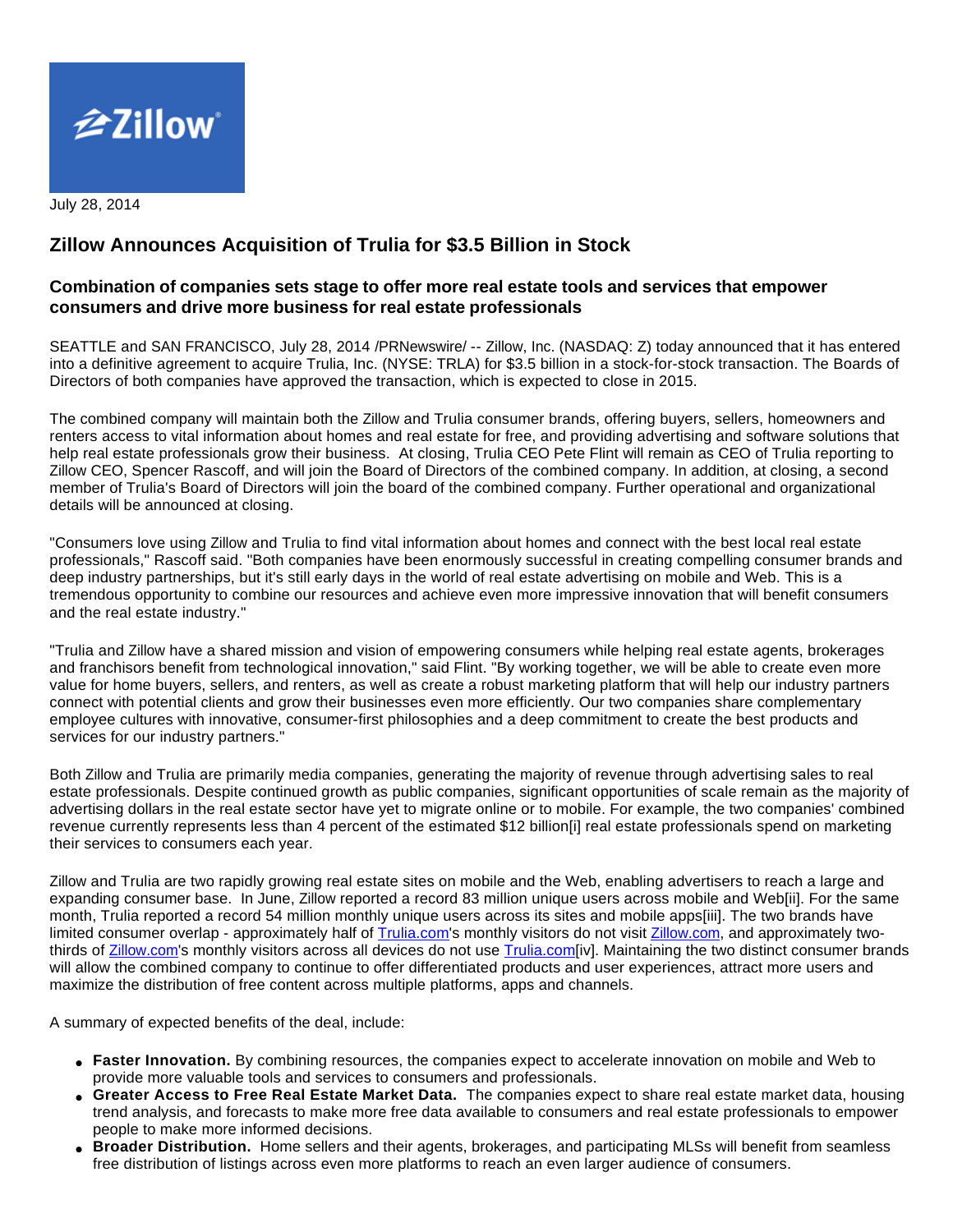Zillow

July 28, 2014

# Zillow Announces Acquisition of Trulia for $3.5 Billion in Stock

## Combination of companies sets stage to offer more real estate tools and services that empower consumers and drive more business for real estate professionals

SEATTLE and SAN FRANCISCO, July 28, 2014 /PRNewswire/ -- Zillow, Inc. (NASDAQ: Z) today announced that it has entered into a definitive agreement to acquire Trulia, Inc. (NYSE: TRLA) for $3.5 billion in a stock-for-stock transaction. The Boards of Directors of both companies have approved the transaction, which is expected to close in 2015.

The combined company will maintain both the Zillow and Trulia consumer brands, offering buyers, sellers, homeowners and renters access to vital information about homes and real estate for free, and providing advertising and software solutions that help real estate professionals grow their business. At closing, Trulia CEO Pete Flint will remain as CEO of Trulia reporting to Zillow CEO, Spencer Rascoff, and will join the Board of Directors of the combined company. In addition, at closing, a second member of Trulia's Board of Directors will join the board of the combined company. Further operational and organizational details will be announced at closing.

"Consumers love using Zillow and Trulia to find vital information about homes and connect with the best local real estate professionals," Rascoff said. "Both companies have been enormously successful in creating compelling consumer brands and deep industry partnerships, but it's still early days in the world of real estate advertising on mobile and Web. This is a tremendous opportunity to combine our resources and achieve even more impressive innovation that will benefit consumers and the real estate industry."

"Trulia and Zillow have a shared mission and vision of empowering consumers while helping real estate agents, brokerages and franchisors benefit from technological innovation," said Flint. "By working together, we will be able to create even more value for home buyers, sellers, and renters, as well as create a robust marketing platform that will help our industry partners connect with potential clients and grow their businesses even more efficiently. Our two companies share complementary employee cultures with innovative, consumer-first philosophies and a deep commitment to create the best products and services for our industry partners."

Both Zillow and Trulia are primarily media companies, generating the majority of revenue through advertising sales to real estate professionals. Despite continued growth as public companies, significant opportunities of scale remain as the majority of advertising dollars in the real estate sector have yet to migrate online or to mobile. For example, the two companies' combined revenue currently represents less than 4 percent of the estimated $12 billion[i] real estate professionals spend on marketing their services to consumers each year.

Zillow and Trulia are two rapidly growing real estate sites on mobile and the Web, enabling advertisers to reach a large and expanding consumer base. In June, Zillow reported a record 83 million unique users across mobile and Web[ii]. For the same month, Trulia reported a record 54 million monthly unique users across its sites and mobile apps[iii]. The two brands have limited consumer overlap - approximately half of Trulia.com's monthly visitors do not visit Zillow.com, and approximately two-thirds of Zillow.com's monthly visitors across all devices do not use Trulia.com[iv]. Maintaining the two distinct consumer brands will allow the combined company to continue to offer differentiated products and user experiences, attract more users and maximize the distribution of free content across multiple platforms, apps and channels.

A summary of expected benefits of the deal, include:

- **Faster Innovation.** By combining resources, the companies expect to accelerate innovation on mobile and Web to provide more valuable tools and services to consumers and professionals.
- **Greater Access to Free Real Estate Market Data.** The companies expect to share real estate market data, housing trend analysis, and forecasts to make more free data available to consumers and real estate professionals to empower people to make more informed decisions.
- **Broader Distribution.** Home sellers and their agents, brokerages, and participating MLSs will benefit from seamless free distribution of listings across even more platforms to reach an even larger audience of consumers.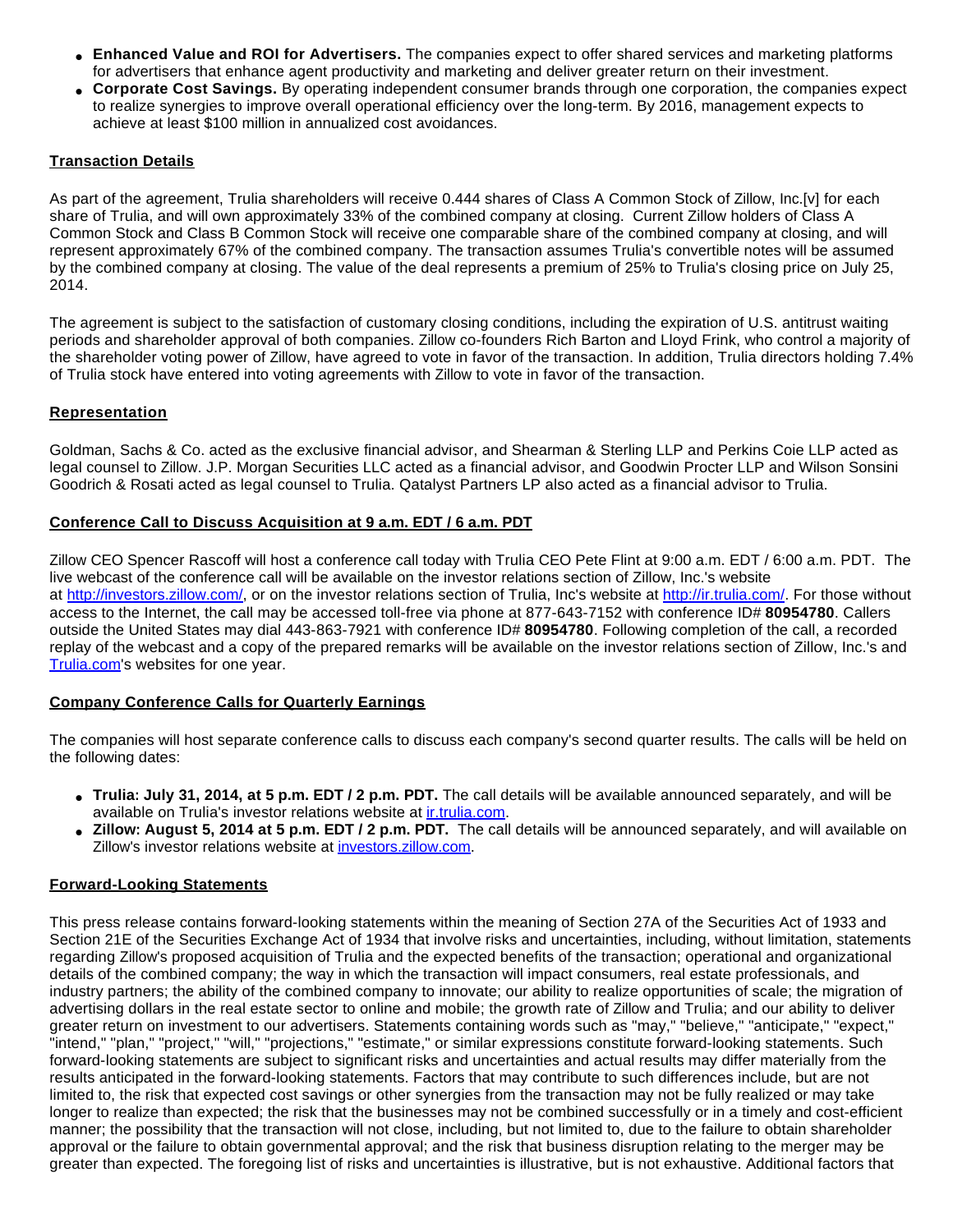- **Enhanced Value and ROI for Advertisers.** The companies expect to offer shared services and marketing platforms for advertisers that enhance agent productivity and marketing and deliver greater return on their investment.
- **Corporate Cost Savings.** By operating independent consumer brands through one corporation, the companies expect to realize synergies to improve overall operational efficiency over the long-term. By 2016, management expects to achieve at least $100 million in annualized cost avoidances.

**Transaction Details**

As part of the agreement, Trulia shareholders will receive 0.444 shares of Class A Common Stock of Zillow, Inc.[v] for each share of Trulia, and will own approximately 33% of the combined company at closing. Current Zillow holders of Class A Common Stock and Class B Common Stock will receive one comparable share of the combined company at closing, and will represent approximately 67% of the combined company. The transaction assumes Trulia's convertible notes will be assumed by the combined company at closing. The value of the deal represents a premium of 25% to Trulia's closing price on July 25, 2014.

The agreement is subject to the satisfaction of customary closing conditions, including the expiration of U.S. antitrust waiting periods and shareholder approval of both companies. Zillow co-founders Rich Barton and Lloyd Frink, who control a majority of the shareholder voting power of Zillow, have agreed to vote in favor of the transaction. In addition, Trulia directors holding 7.4% of Trulia stock have entered into voting agreements with Zillow to vote in favor of the transaction.

**Representation**

Goldman, Sachs & Co. acted as the exclusive financial advisor, and Shearman & Sterling LLP and Perkins Coie LLP acted as legal counsel to Zillow. J.P. Morgan Securities LLC acted as a financial advisor, and Goodwin Procter LLP and Wilson Sonsini Goodrich & Rosati acted as legal counsel to Trulia. Qatalyst Partners LP also acted as a financial advisor to Trulia.

**Conference Call to Discuss Acquisition at 9 a.m. EDT / 6 a.m. PDT**

Zillow CEO Spencer Rascoff will host a conference call today with Trulia CEO Pete Flint at 9:00 a.m. EDT / 6:00 a.m. PDT. The live webcast of the conference call will be available on the investor relations section of Zillow, Inc.'s website at http://investors.zillow.com/, or on the investor relations section of Trulia, Inc's website at http://ir.trulia.com/. For those without access to the Internet, the call may be accessed toll-free via phone at 877-643-7152 with conference ID# **80954780**. Callers outside the United States may dial 443-863-7921 with conference ID# **80954780**. Following completion of the call, a recorded replay of the webcast and a copy of the prepared remarks will be available on the investor relations section of Zillow, Inc.'s and Trulia.com's websites for one year.

**Company Conference Calls for Quarterly Earnings**

The companies will host separate conference calls to discuss each company's second quarter results. The calls will be held on the following dates:

- **Trulia: July 31, 2014, at 5 p.m. EDT / 2 p.m. PDT.** The call details will be available announced separately, and will be available on Trulia's investor relations website at ir.trulia.com.
- **Zillow: August 5, 2014 at 5 p.m. EDT / 2 p.m. PDT.** The call details will be announced separately, and will available on Zillow's investor relations website at investors.zillow.com.

**Forward-Looking Statements**

This press release contains forward-looking statements within the meaning of Section 27A of the Securities Act of 1933 and Section 21E of the Securities Exchange Act of 1934 that involve risks and uncertainties, including, without limitation, statements regarding Zillow's proposed acquisition of Trulia and the expected benefits of the transaction; operational and organizational details of the combined company; the way in which the transaction will impact consumers, real estate professionals, and industry partners; the ability of the combined company to innovate; our ability to realize opportunities of scale; the migration of advertising dollars in the real estate sector to online and mobile; the growth rate of Zillow and Trulia; and our ability to deliver greater return on investment to our advertisers. Statements containing words such as "may," "believe," "anticipate," "expect," "intend," "plan," "project," "will," "projections," "estimate," or similar expressions constitute forward-looking statements. Such forward-looking statements are subject to significant risks and uncertainties and actual results may differ materially from the results anticipated in the forward-looking statements. Factors that may contribute to such differences include, but are not limited to, the risk that expected cost savings or other synergies from the transaction may not be fully realized or may take longer to realize than expected; the risk that the businesses may not be combined successfully or in a timely and cost-efficient manner; the possibility that the transaction will not close, including, but not limited to, due to the failure to obtain shareholder approval or the failure to obtain governmental approval; and the risk that business disruption relating to the merger may be greater than expected. The foregoing list of risks and uncertainties is illustrative, but is not exhaustive. Additional factors that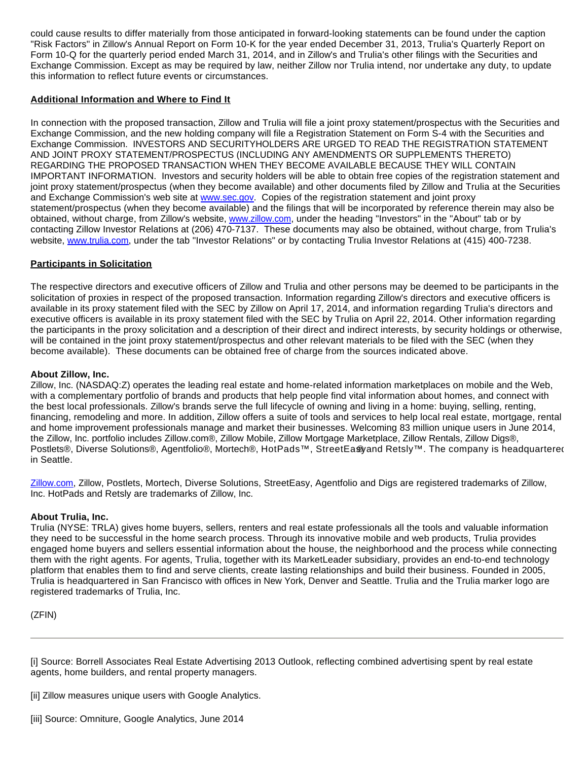could cause results to differ materially from those anticipated in forward-looking statements can be found under the caption "Risk Factors" in Zillow's Annual Report on Form 10-K for the year ended December 31, 2013, Trulia's Quarterly Report on Form 10-Q for the quarterly period ended March 31, 2014, and in Zillow's and Trulia's other filings with the Securities and Exchange Commission. Except as may be required by law, neither Zillow nor Trulia intend, nor undertake any duty, to update this information to reflect future events or circumstances.

**Additional Information and Where to Find It**

In connection with the proposed transaction, Zillow and Trulia will file a joint proxy statement/prospectus with the Securities and Exchange Commission, and the new holding company will file a Registration Statement on Form S-4 with the Securities and Exchange Commission. INVESTORS AND SECURITYHOLDERS ARE URGED TO READ THE REGISTRATION STATEMENT AND JOINT PROXY STATEMENT/PROSPECTUS (INCLUDING ANY AMENDMENTS OR SUPPLEMENTS THERETO) REGARDING THE PROPOSED TRANSACTION WHEN THEY BECOME AVAILABLE BECAUSE THEY WILL CONTAIN IMPORTANT INFORMATION. Investors and security holders will be able to obtain free copies of the registration statement and joint proxy statement/prospectus (when they become available) and other documents filed by Zillow and Trulia at the Securities and Exchange Commission's web site at www.sec.gov. Copies of the registration statement and joint proxy statement/prospectus (when they become available) and the filings that will be incorporated by reference therein may also be obtained, without charge, from Zillow's website, www.zillow.com, under the heading "Investors" in the "About" tab or by contacting Zillow Investor Relations at (206) 470-7137. These documents may also be obtained, without charge, from Trulia's website, www.trulia.com, under the tab "Investor Relations" or by contacting Trulia Investor Relations at (415) 400-7238.

**Participants in Solicitation**

The respective directors and executive officers of Zillow and Trulia and other persons may be deemed to be participants in the solicitation of proxies in respect of the proposed transaction. Information regarding Zillow's directors and executive officers is available in its proxy statement filed with the SEC by Zillow on April 17, 2014, and information regarding Trulia's directors and executive officers is available in its proxy statement filed with the SEC by Trulia on April 22, 2014. Other information regarding the participants in the proxy solicitation and a description of their direct and indirect interests, by security holdings or otherwise, will be contained in the joint proxy statement/prospectus and other relevant materials to be filed with the SEC (when they become available). These documents can be obtained free of charge from the sources indicated above.

**About Zillow, Inc.**

Zillow, Inc. (NASDAQ:Z) operates the leading real estate and home-related information marketplaces on mobile and the Web, with a complementary portfolio of brands and products that help people find vital information about homes, and connect with the best local professionals. Zillow's brands serve the full lifecycle of owning and living in a home: buying, selling, renting, financing, remodeling and more. In addition, Zillow offers a suite of tools and services to help local real estate, mortgage, rental and home improvement professionals manage and market their businesses. Welcoming 83 million unique users in June 2014, the Zillow, Inc. portfolio includes Zillow.com®, Zillow Mobile, Zillow Mortgage Marketplace, Zillow Rentals, Zillow Digs®, Postlets®, Diverse Solutions®, Agentfolio®, Mortech®, HotPads™, StreetEasy® and Retsly™. The company is headquartered in Seattle.

Zillow.com, Zillow, Postlets, Mortech, Diverse Solutions, StreetEasy, Agentfolio and Digs are registered trademarks of Zillow, Inc. HotPads and Retsly are trademarks of Zillow, Inc.

**About Trulia, Inc.**

Trulia (NYSE: TRLA) gives home buyers, sellers, renters and real estate professionals all the tools and valuable information they need to be successful in the home search process. Through its innovative mobile and web products, Trulia provides engaged home buyers and sellers essential information about the house, the neighborhood and the process while connecting them with the right agents. For agents, Trulia, together with its MarketLeader subsidiary, provides an end-to-end technology platform that enables them to find and serve clients, create lasting relationships and build their business. Founded in 2005, Trulia is headquartered in San Francisco with offices in New York, Denver and Seattle. Trulia and the Trulia marker logo are registered trademarks of Trulia, Inc.

(ZFIN)

---

[i] Source: Borrell Associates Real Estate Advertising 2013 Outlook, reflecting combined advertising spent by real estate agents, home builders, and rental property managers.

[ii] Zillow measures unique users with Google Analytics.

[iii] Source: Omniture, Google Analytics, June 2014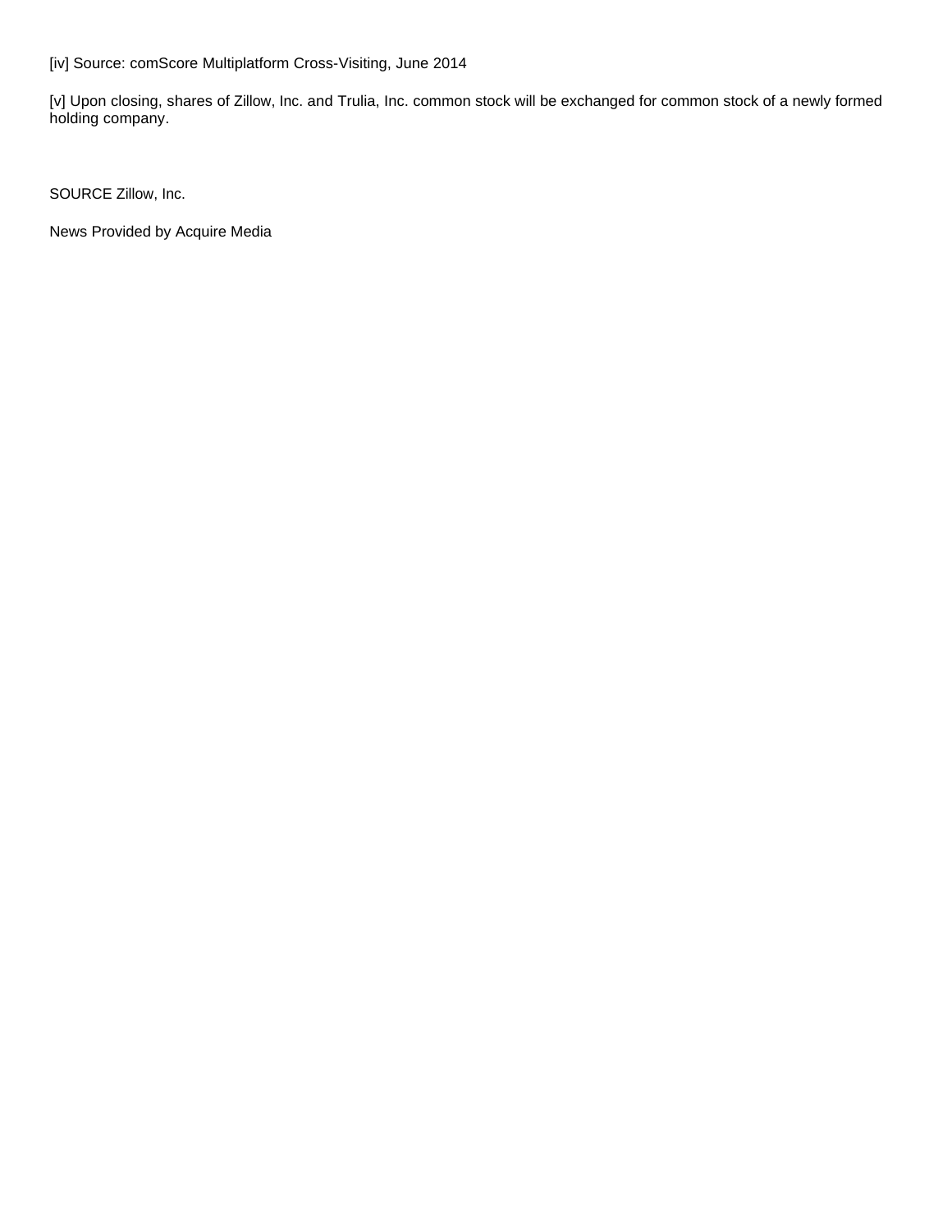[iv] Source: comScore Multiplatform Cross-Visiting, June 2014

[v] Upon closing, shares of Zillow, Inc. and Trulia, Inc. common stock will be exchanged for common stock of a newly formed holding company.

SOURCE Zillow, Inc.

News Provided by Acquire Media